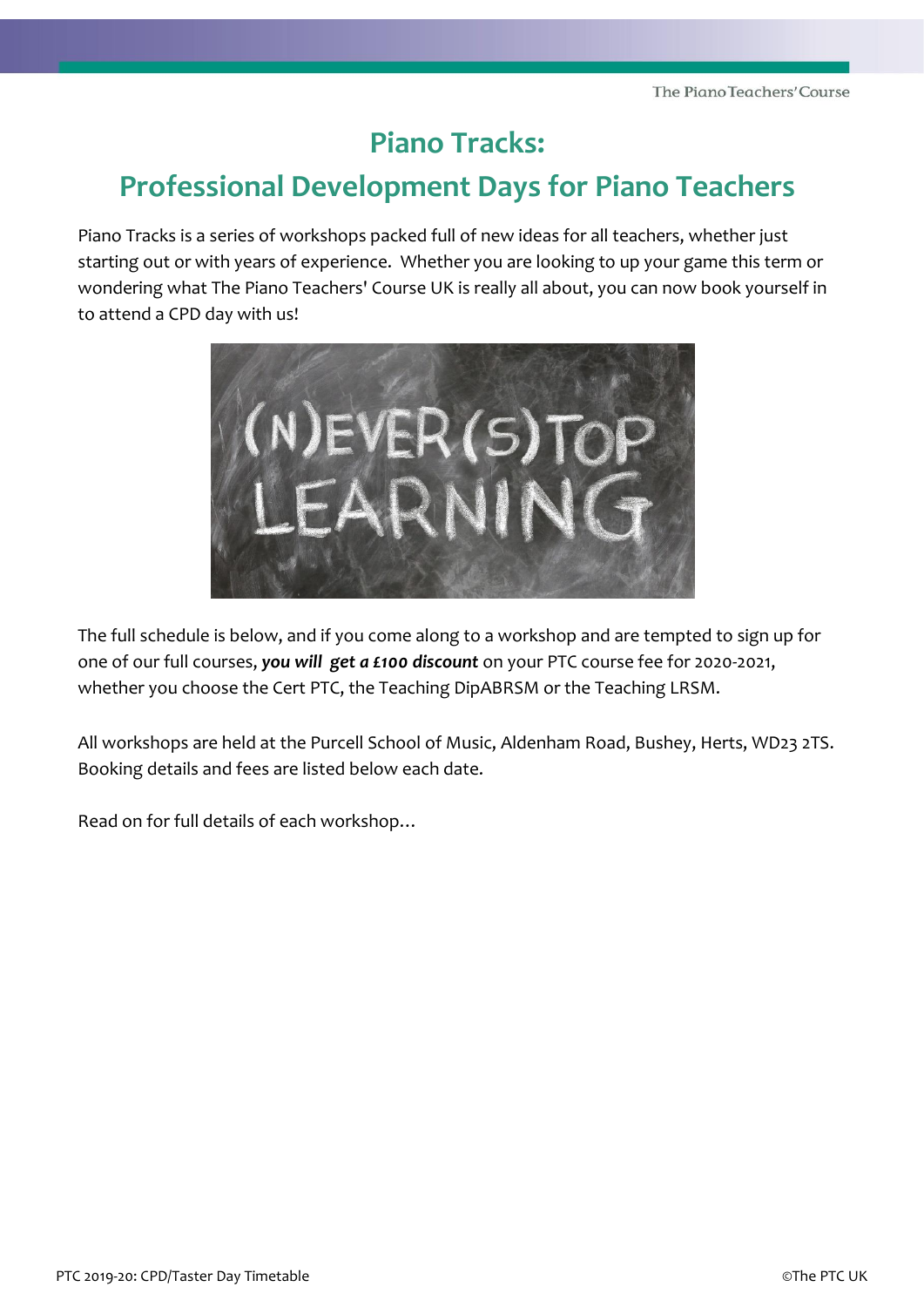# Piano Tracks:

# Professional Development Days for Piano Teachers

Piano Tracks is a series of workshops packed full of new ideas for all teachers, whether just starting out or with years of experience. Whether you are looking to up your game this term or wondering what The Piano Teachers' Course UK is really all about, you can now book yourself in to attend a CPD day with us!

The full schedule is below, and if you come along to a workshop and are tempted to sign up for one of our full courses, ***you will get a £100 discount*** on your PTC course fee for 2020-2021, whether you choose the Cert PTC, the Teaching DipABRSM or the Teaching LRSM.

All workshops are held at the Purcell School of Music, Aldenham Road, Bushey, Herts, WD23 2TS. Booking details and fees are listed below each date.

Read on for full details of each workshop…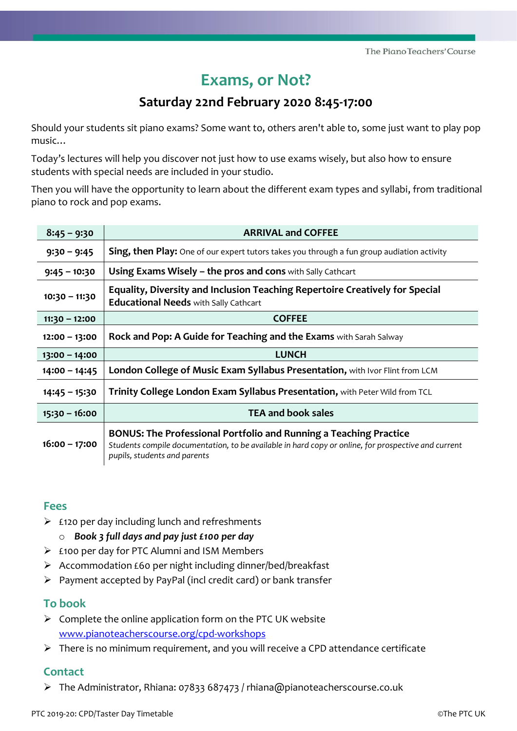# Exams, or Not?

## Saturday 22nd February 2020 8:45-17:00

Should your students sit piano exams? Some want to, others aren't able to, some just want to play pop music…

Today's lectures will help you discover not just how to use exams wisely, but also how to ensure students with special needs are included in your studio.

Then you will have the opportunity to learn about the different exam types and syllabi, from traditional piano to rock and pop exams.

| 8:45 – 9:30 | ARRIVAL and COFFEE |
|---|---|
| 9:30 – 9:45 | **Sing, then Play:** One of our expert tutors takes you through a fun group audiation activity |
| 9:45 – 10:30 | **Using Exams Wisely – the pros and cons** with Sally Cathcart |
| 10:30 – 11:30 | **Equality, Diversity and Inclusion Teaching Repertoire Creatively for Special Educational Needs** with Sally Cathcart |
| 11:30 – 12:00 | COFFEE |
| 12:00 – 13:00 | **Rock and Pop: A Guide for Teaching and the Exams** with Sarah Salway |
| 13:00 – 14:00 | LUNCH |
| 14:00 – 14:45 | **London College of Music Exam Syllabus Presentation,** with Ivor Flint from LCM |
| 14:45 – 15:30 | **Trinity College London Exam Syllabus Presentation,** with Peter Wild from TCL |
| 15:30 – 16:00 | TEA and book sales |
| 16:00 – 17:00 | **BONUS: The Professional Portfolio and Running a Teaching Practice** *Students compile documentation, to be available in hard copy or online, for prospective and current pupils, students and parents* |

### Fees

- £120 per day including lunch and refreshments
  - ***Book 3 full days and pay just £100 per day***
- £100 per day for PTC Alumni and ISM Members
- Accommodation £60 per night including dinner/bed/breakfast
- Payment accepted by PayPal (incl credit card) or bank transfer

### To book

- Complete the online application form on the PTC UK website [www.pianoteacherscourse.org/cpd-workshops](www.pianoteacherscourse.org/cpd-workshops)
- There is no minimum requirement, and you will receive a CPD attendance certificate

### Contact

- The Administrator, Rhiana: 07833 687473 / rhiana@pianoteacherscourse.co.uk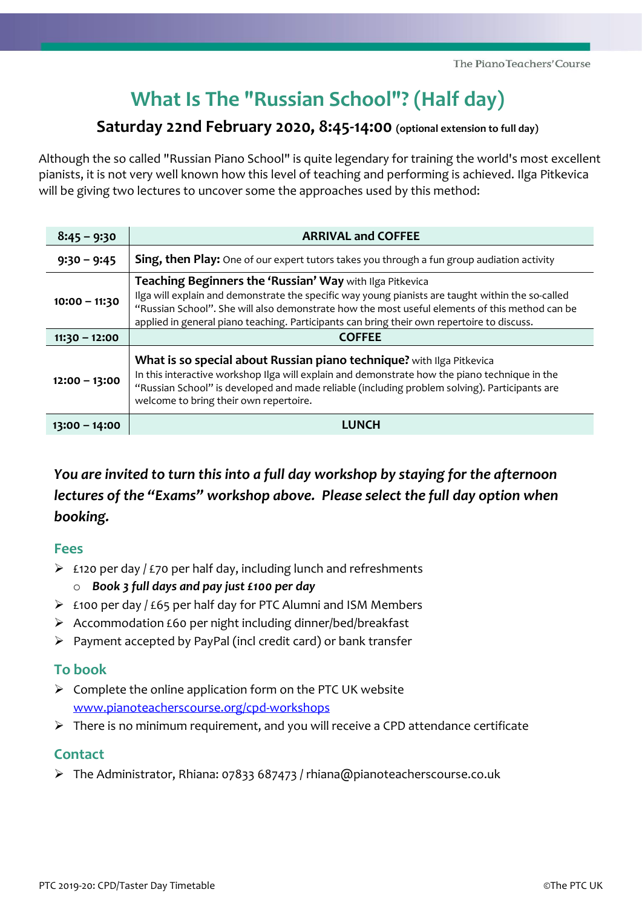# What Is The "Russian School"? (Half day)

## Saturday 22nd February 2020, 8:45-14:00 (optional extension to full day)

Although the so called "Russian Piano School" is quite legendary for training the world's most excellent pianists, it is not very well known how this level of teaching and performing is achieved. Ilga Pitkevica will be giving two lectures to uncover some the approaches used by this method:

| 8:45 – 9:30 | ARRIVAL and COFFEE |
|---|---|
| 9:30 – 9:45 | **Sing, then Play:** One of our expert tutors takes you through a fun group audiation activity |
| 10:00 – 11:30 | **Teaching Beginners the 'Russian' Way** with Ilga Pitkevica<br>Ilga will explain and demonstrate the specific way young pianists are taught within the so-called "Russian School". She will also demonstrate how the most useful elements of this method can be applied in general piano teaching. Participants can bring their own repertoire to discuss. |
| 11:30 – 12:00 | COFFEE |
| 12:00 – 13:00 | **What is so special about Russian piano technique?** with Ilga Pitkevica<br>In this interactive workshop Ilga will explain and demonstrate how the piano technique in the "Russian School" is developed and made reliable (including problem solving). Participants are welcome to bring their own repertoire. |
| 13:00 – 14:00 | LUNCH |

***You are invited to turn this into a full day workshop by staying for the afternoon lectures of the "Exams" workshop above. Please select the full day option when booking.***

### Fees

- £120 per day / £70 per half day, including lunch and refreshments
  - ***Book 3 full days and pay just £100 per day***
- £100 per day / £65 per half day for PTC Alumni and ISM Members
- Accommodation £60 per night including dinner/bed/breakfast
- Payment accepted by PayPal (incl credit card) or bank transfer

### To book

- Complete the online application form on the PTC UK website [www.pianoteacherscourse.org/cpd-workshops](www.pianoteacherscourse.org/cpd-workshops)
- There is no minimum requirement, and you will receive a CPD attendance certificate

### Contact

- The Administrator, Rhiana: 07833 687473 / rhiana@pianoteacherscourse.co.uk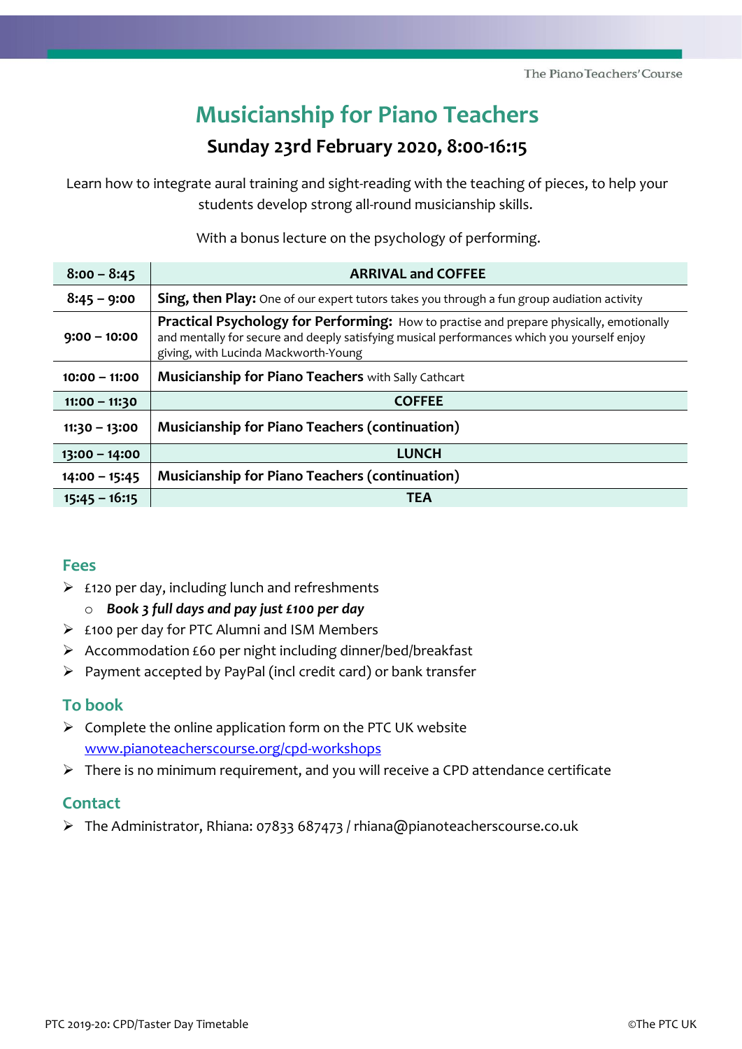# Musicianship for Piano Teachers

## Sunday 23rd February 2020, 8:00-16:15

Learn how to integrate aural training and sight-reading with the teaching of pieces, to help your students develop strong all-round musicianship skills.

With a bonus lecture on the psychology of performing.

| Time | Session |
|---|---|
| 8:00 – 8:45 | **ARRIVAL and COFFEE** |
| 8:45 – 9:00 | **Sing, then Play:** One of our expert tutors takes you through a fun group audiation activity |
| 9:00 – 10:00 | **Practical Psychology for Performing:** How to practise and prepare physically, emotionally and mentally for secure and deeply satisfying musical performances which you yourself enjoy giving, with Lucinda Mackworth-Young |
| 10:00 – 11:00 | **Musicianship for Piano Teachers** with Sally Cathcart |
| 11:00 – 11:30 | **COFFEE** |
| 11:30 – 13:00 | **Musicianship for Piano Teachers (continuation)** |
| 13:00 – 14:00 | **LUNCH** |
| 14:00 – 15:45 | **Musicianship for Piano Teachers (continuation)** |
| 15:45 – 16:15 | **TEA** |

### Fees

- £120 per day, including lunch and refreshments
  - ***Book 3 full days and pay just £100 per day***
- £100 per day for PTC Alumni and ISM Members
- Accommodation £60 per night including dinner/bed/breakfast
- Payment accepted by PayPal (incl credit card) or bank transfer

### To book

- Complete the online application form on the PTC UK website [www.pianoteacherscourse.org/cpd-workshops](www.pianoteacherscourse.org/cpd-workshops)
- There is no minimum requirement, and you will receive a CPD attendance certificate

### Contact

- The Administrator, Rhiana: 07833 687473 / rhiana@pianoteacherscourse.co.uk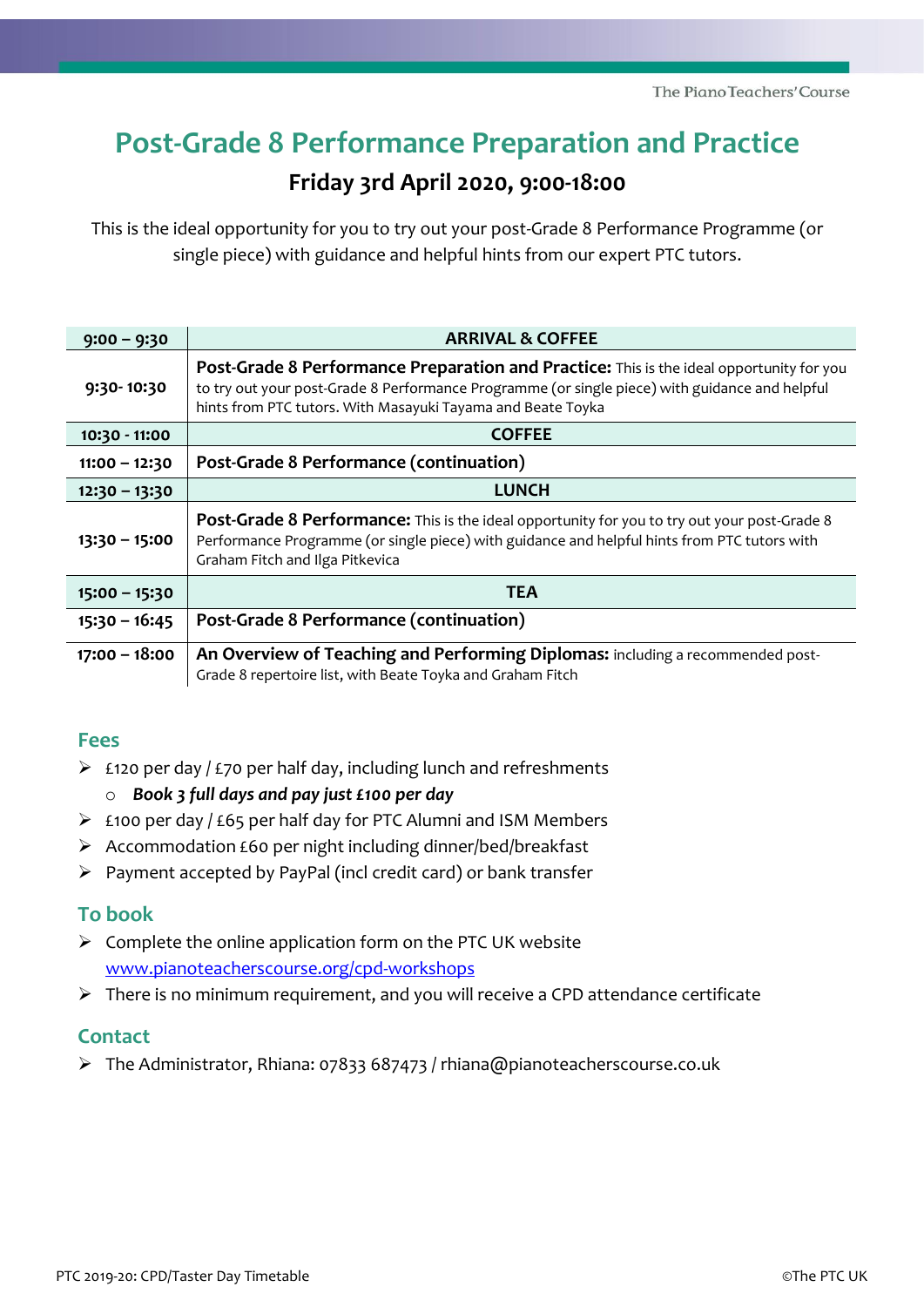# Post-Grade 8 Performance Preparation and Practice

## Friday 3rd April 2020, 9:00-18:00

This is the ideal opportunity for you to try out your post-Grade 8 Performance Programme (or single piece) with guidance and helpful hints from our expert PTC tutors.

| 9:00 – 9:30 | ARRIVAL & COFFEE |
|---|---|
| 9:30- 10:30 | **Post-Grade 8 Performance Preparation and Practice:** This is the ideal opportunity for you to try out your post-Grade 8 Performance Programme (or single piece) with guidance and helpful hints from PTC tutors. With Masayuki Tayama and Beate Toyka |
| 10:30 - 11:00 | COFFEE |
| 11:00 – 12:30 | **Post-Grade 8 Performance (continuation)** |
| 12:30 – 13:30 | LUNCH |
| 13:30 – 15:00 | **Post-Grade 8 Performance:** This is the ideal opportunity for you to try out your post-Grade 8 Performance Programme (or single piece) with guidance and helpful hints from PTC tutors with Graham Fitch and Ilga Pitkevica |
| 15:00 – 15:30 | TEA |
| 15:30 – 16:45 | **Post-Grade 8 Performance (continuation)** |
| 17:00 – 18:00 | **An Overview of Teaching and Performing Diplomas:** including a recommended post-Grade 8 repertoire list, with Beate Toyka and Graham Fitch |

### Fees

- £120 per day / £70 per half day, including lunch and refreshments
  - ***Book 3 full days and pay just £100 per day***
- £100 per day / £65 per half day for PTC Alumni and ISM Members
- Accommodation £60 per night including dinner/bed/breakfast
- Payment accepted by PayPal (incl credit card) or bank transfer

### To book

- Complete the online application form on the PTC UK website [www.pianoteacherscourse.org/cpd-workshops](www.pianoteacherscourse.org/cpd-workshops)
- There is no minimum requirement, and you will receive a CPD attendance certificate

### Contact

- The Administrator, Rhiana: 07833 687473 / rhiana@pianoteacherscourse.co.uk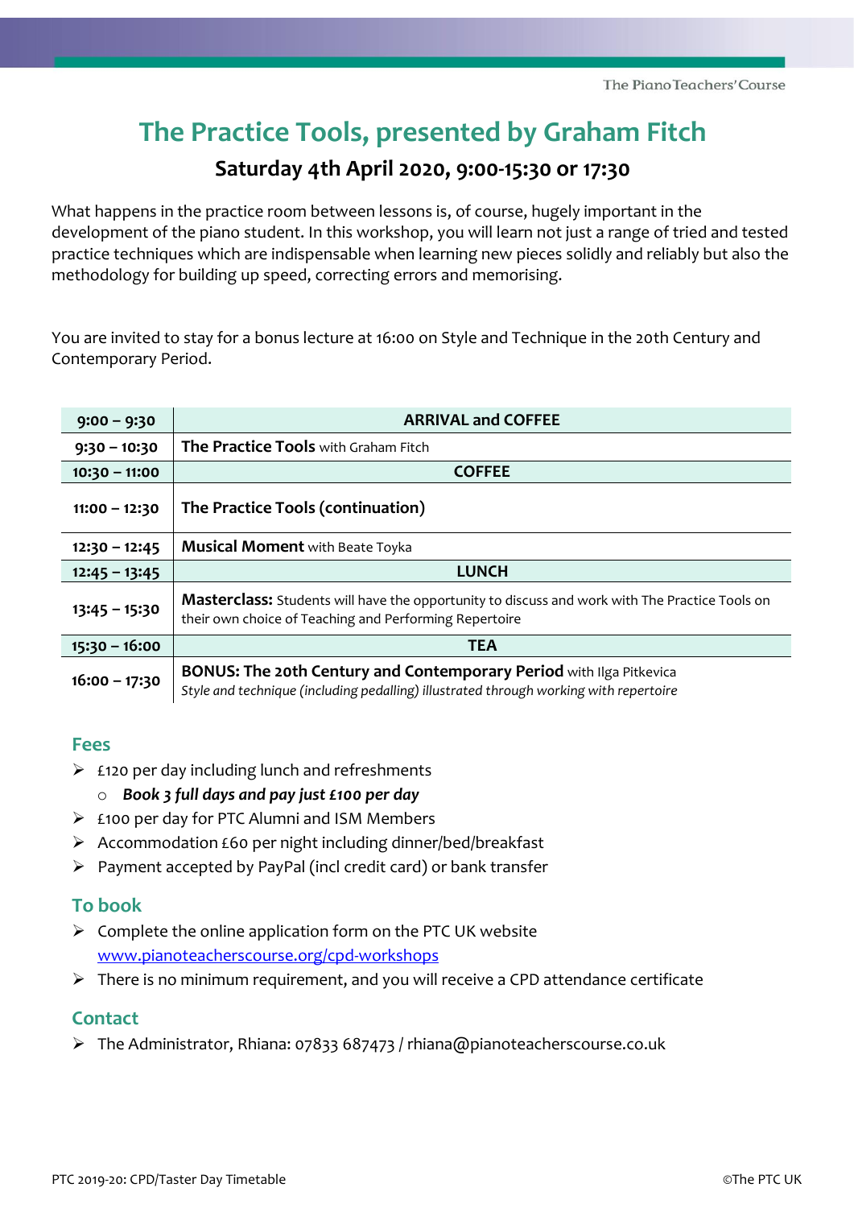# The Practice Tools, presented by Graham Fitch

## Saturday 4th April 2020, 9:00-15:30 or 17:30

What happens in the practice room between lessons is, of course, hugely important in the development of the piano student. In this workshop, you will learn not just a range of tried and tested practice techniques which are indispensable when learning new pieces solidly and reliably but also the methodology for building up speed, correcting errors and memorising.

You are invited to stay for a bonus lecture at 16:00 on Style and Technique in the 20th Century and Contemporary Period.

| Time | Session |
|---|---|
| 9:00 – 9:30 | **ARRIVAL and COFFEE** |
| 9:30 – 10:30 | **The Practice Tools** with Graham Fitch |
| 10:30 – 11:00 | **COFFEE** |
| 11:00 – 12:30 | **The Practice Tools (continuation)** |
| 12:30 – 12:45 | **Musical Moment** with Beate Toyka |
| 12:45 – 13:45 | **LUNCH** |
| 13:45 – 15:30 | **Masterclass:** Students will have the opportunity to discuss and work with The Practice Tools on their own choice of Teaching and Performing Repertoire |
| 15:30 – 16:00 | **TEA** |
| 16:00 – 17:30 | **BONUS: The 20th Century and Contemporary Period** with Ilga Pitkevica *Style and technique (including pedalling) illustrated through working with repertoire* |

### Fees

- £120 per day including lunch and refreshments
  - ***Book 3 full days and pay just £100 per day***
- £100 per day for PTC Alumni and ISM Members
- Accommodation £60 per night including dinner/bed/breakfast
- Payment accepted by PayPal (incl credit card) or bank transfer

### To book

- Complete the online application form on the PTC UK website www.pianoteacherscourse.org/cpd-workshops
- There is no minimum requirement, and you will receive a CPD attendance certificate

### Contact

- The Administrator, Rhiana: 07833 687473 / rhiana@pianoteacherscourse.co.uk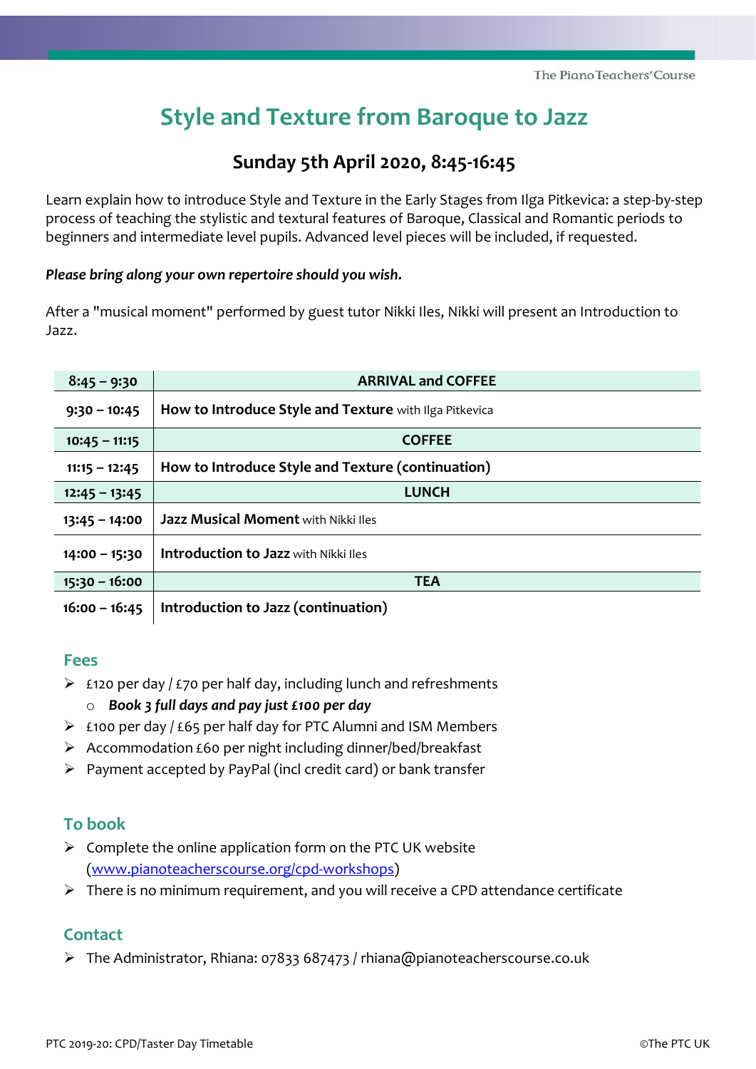# Style and Texture from Baroque to Jazz

## Sunday 5th April 2020, 8:45-16:45

Learn explain how to introduce Style and Texture in the Early Stages from Ilga Pitkevica: a step-by-step process of teaching the stylistic and textural features of Baroque, Classical and Romantic periods to beginners and intermediate level pupils. Advanced level pieces will be included, if requested.

***Please bring along your own repertoire should you wish.***

After a "musical moment" performed by guest tutor Nikki Iles, Nikki will present an Introduction to Jazz.

| | |
|---|---|
| **8:45 – 9:30** | **ARRIVAL and COFFEE** |
| **9:30 – 10:45** | **How to Introduce Style and Texture** with Ilga Pitkevica |
| **10:45 – 11:15** | **COFFEE** |
| **11:15 – 12:45** | **How to Introduce Style and Texture (continuation)** |
| **12:45 – 13:45** | **LUNCH** |
| **13:45 – 14:00** | **Jazz Musical Moment** with Nikki Iles |
| **14:00 – 15:30** | **Introduction to Jazz** with Nikki Iles |
| **15:30 – 16:00** | **TEA** |
| **16:00 – 16:45** | **Introduction to Jazz (continuation)** |

### Fees

- £120 per day / £70 per half day, including lunch and refreshments
  - ***Book 3 full days and pay just £100 per day***
- £100 per day / £65 per half day for PTC Alumni and ISM Members
- Accommodation £60 per night including dinner/bed/breakfast
- Payment accepted by PayPal (incl credit card) or bank transfer

### To book

- Complete the online application form on the PTC UK website (www.pianoteacherscourse.org/cpd-workshops)
- There is no minimum requirement, and you will receive a CPD attendance certificate

### Contact

- The Administrator, Rhiana: 07833 687473 / rhiana@pianoteacherscourse.co.uk